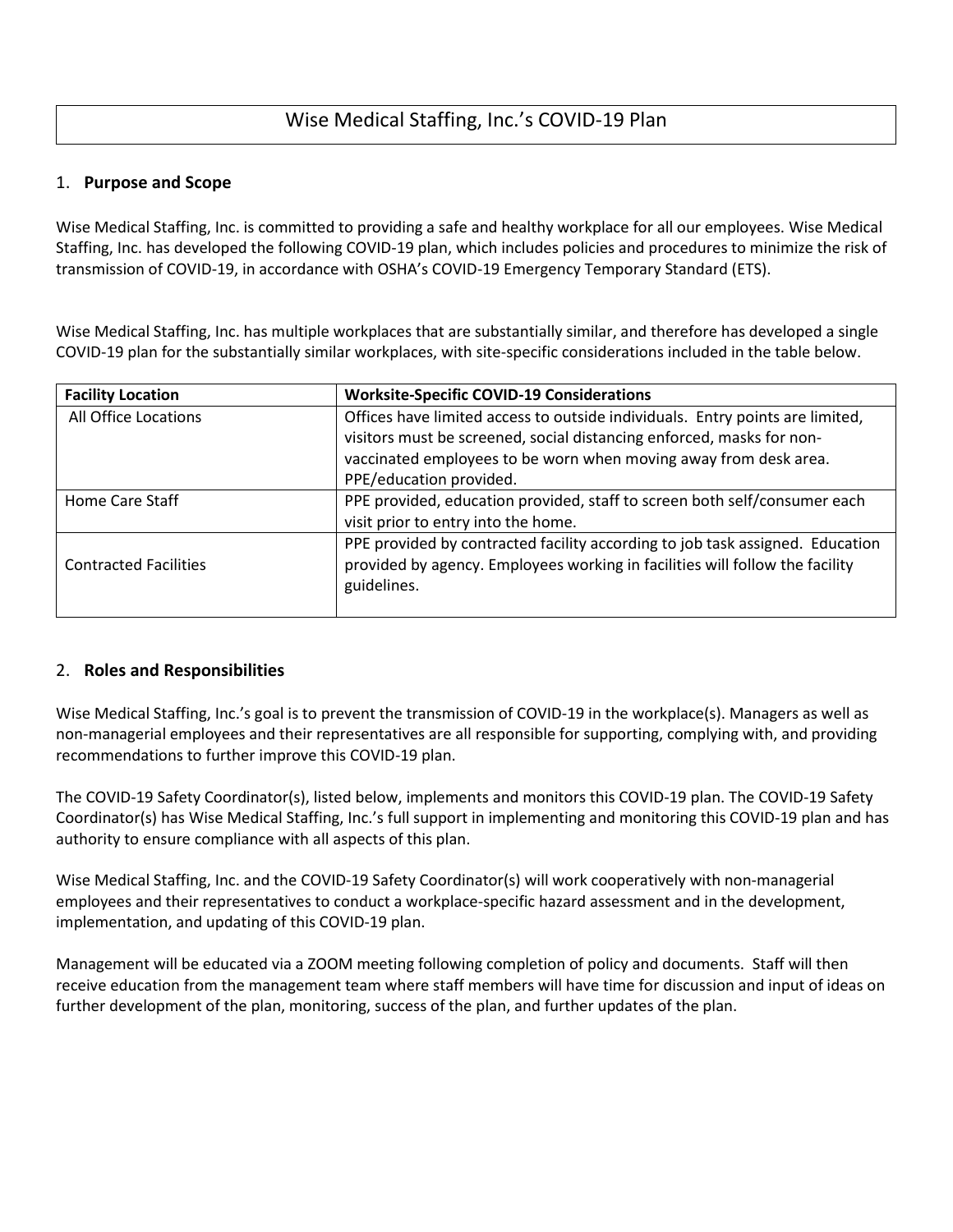# Wise Medical Staffing, Inc.'s COVID-19 Plan

## 1. **Purpose and Scope**

Wise Medical Staffing, Inc. is committed to providing a safe and healthy workplace for all our employees. Wise Medical Staffing, Inc. has developed the following COVID-19 plan, which includes policies and procedures to minimize the risk of transmission of COVID-19, in accordance with OSHA's COVID-19 Emergency Temporary Standard (ETS).

Wise Medical Staffing, Inc. has multiple workplaces that are substantially similar, and therefore has developed a single COVID-19 plan for the substantially similar workplaces, with site-specific considerations included in the table below.

| Facility Location | Worksite-Specific COVID-19 Considerations |
|---|---|
| All Office Locations | Offices have limited access to outside individuals. Entry points are limited, visitors must be screened, social distancing enforced, masks for non-vaccinated employees to be worn when moving away from desk area. PPE/education provided. |
| Home Care Staff | PPE provided, education provided, staff to screen both self/consumer each visit prior to entry into the home. |
| Contracted Facilities | PPE provided by contracted facility according to job task assigned. Education provided by agency. Employees working in facilities will follow the facility guidelines. |

## 2. **Roles and Responsibilities**

Wise Medical Staffing, Inc.'s goal is to prevent the transmission of COVID-19 in the workplace(s). Managers as well as non-managerial employees and their representatives are all responsible for supporting, complying with, and providing recommendations to further improve this COVID-19 plan.

The COVID-19 Safety Coordinator(s), listed below, implements and monitors this COVID-19 plan. The COVID-19 Safety Coordinator(s) has Wise Medical Staffing, Inc.'s full support in implementing and monitoring this COVID-19 plan and has authority to ensure compliance with all aspects of this plan.

Wise Medical Staffing, Inc. and the COVID-19 Safety Coordinator(s) will work cooperatively with non-managerial employees and their representatives to conduct a workplace-specific hazard assessment and in the development, implementation, and updating of this COVID-19 plan.

Management will be educated via a ZOOM meeting following completion of policy and documents. Staff will then receive education from the management team where staff members will have time for discussion and input of ideas on further development of the plan, monitoring, success of the plan, and further updates of the plan.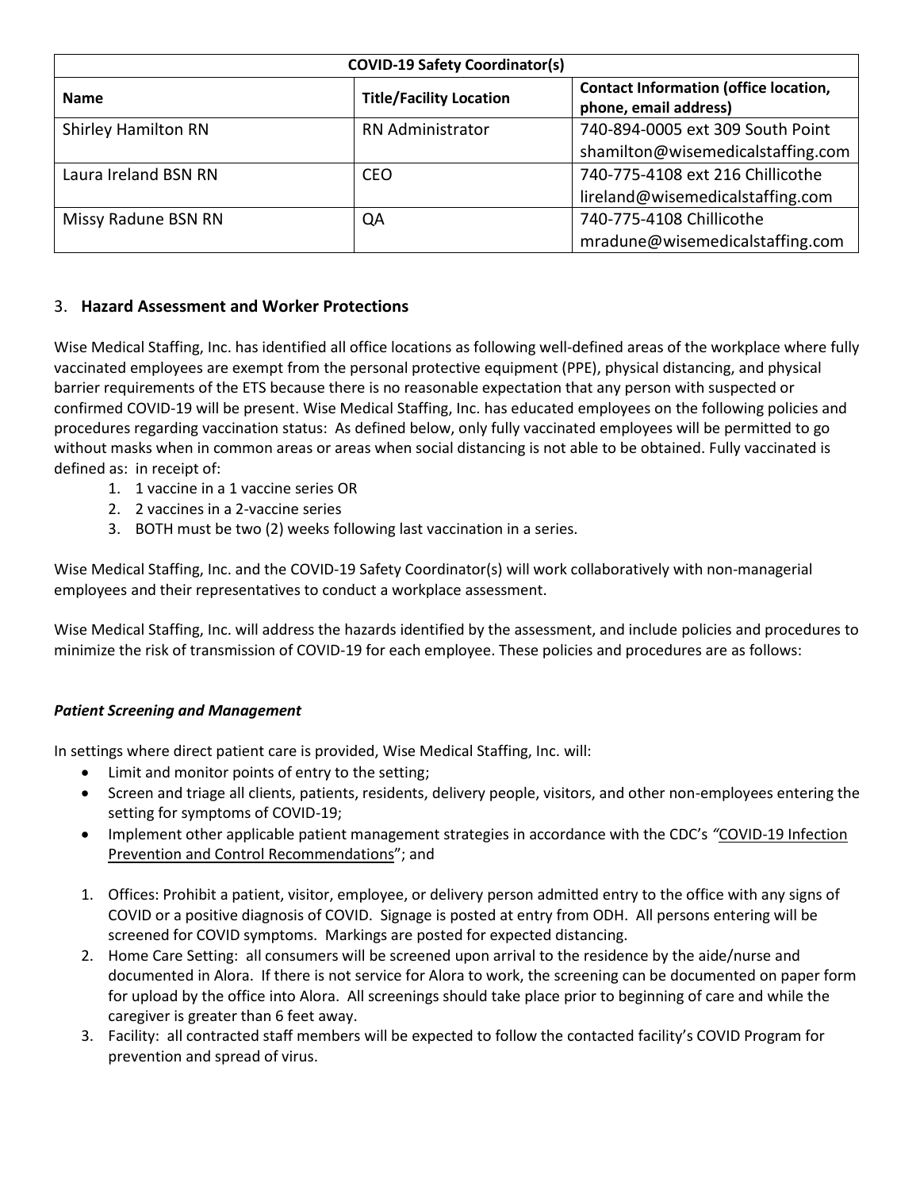| COVID-19 Safety Coordinator(s) | | |
| --- | --- | --- |
| **Name** | **Title/Facility Location** | **Contact Information (office location, phone, email address)** |
| Shirley Hamilton RN | RN Administrator | 740-894-0005 ext 309 South Point shamilton@wisemedicalstaffing.com |
| Laura Ireland BSN RN | CEO | 740-775-4108 ext 216 Chillicothe lireland@wisemedicalstaffing.com |
| Missy Radune BSN RN | QA | 740-775-4108 Chillicothe mradune@wisemedicalstaffing.com |

## 3. Hazard Assessment and Worker Protections

Wise Medical Staffing, Inc. has identified all office locations as following well-defined areas of the workplace where fully vaccinated employees are exempt from the personal protective equipment (PPE), physical distancing, and physical barrier requirements of the ETS because there is no reasonable expectation that any person with suspected or confirmed COVID-19 will be present. Wise Medical Staffing, Inc. has educated employees on the following policies and procedures regarding vaccination status: As defined below, only fully vaccinated employees will be permitted to go without masks when in common areas or areas when social distancing is not able to be obtained. Fully vaccinated is defined as: in receipt of:

1. 1 vaccine in a 1 vaccine series OR
2. 2 vaccines in a 2-vaccine series
3. BOTH must be two (2) weeks following last vaccination in a series.

Wise Medical Staffing, Inc. and the COVID-19 Safety Coordinator(s) will work collaboratively with non-managerial employees and their representatives to conduct a workplace assessment.

Wise Medical Staffing, Inc. will address the hazards identified by the assessment, and include policies and procedures to minimize the risk of transmission of COVID-19 for each employee. These policies and procedures are as follows:

***Patient Screening and Management***

In settings where direct patient care is provided, Wise Medical Staffing, Inc. will:

- Limit and monitor points of entry to the setting;
- Screen and triage all clients, patients, residents, delivery people, visitors, and other non-employees entering the setting for symptoms of COVID-19;
- Implement other applicable patient management strategies in accordance with the CDC's *"*COVID-19 Infection Prevention and Control Recommendations"; and

1. Offices: Prohibit a patient, visitor, employee, or delivery person admitted entry to the office with any signs of COVID or a positive diagnosis of COVID. Signage is posted at entry from ODH. All persons entering will be screened for COVID symptoms. Markings are posted for expected distancing.
2. Home Care Setting: all consumers will be screened upon arrival to the residence by the aide/nurse and documented in Alora. If there is not service for Alora to work, the screening can be documented on paper form for upload by the office into Alora. All screenings should take place prior to beginning of care and while the caregiver is greater than 6 feet away.
3. Facility: all contracted staff members will be expected to follow the contacted facility's COVID Program for prevention and spread of virus.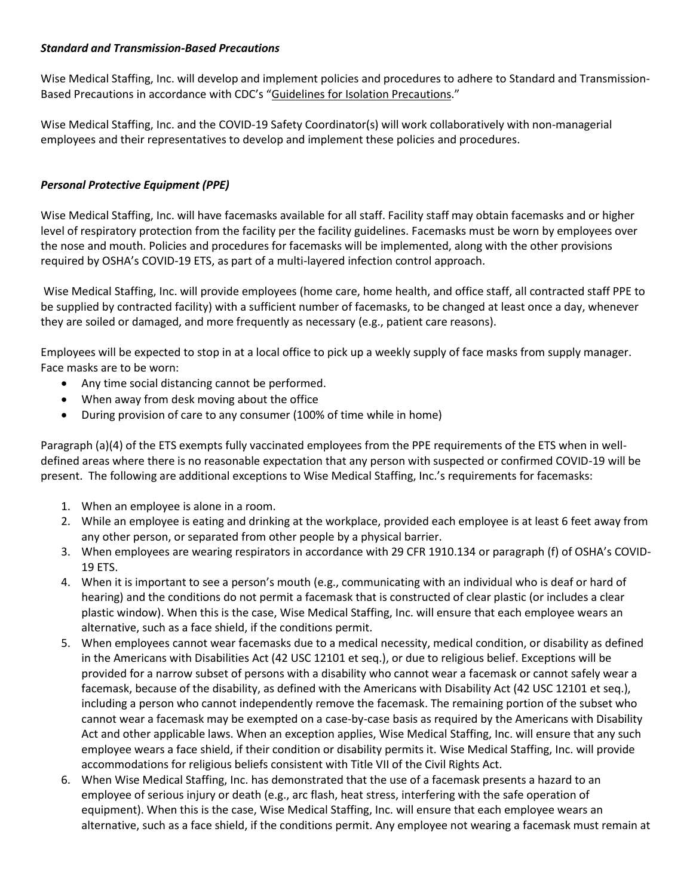***Standard and Transmission-Based Precautions***

Wise Medical Staffing, Inc. will develop and implement policies and procedures to adhere to Standard and Transmission-Based Precautions in accordance with CDC's "Guidelines for Isolation Precautions."

Wise Medical Staffing, Inc. and the COVID-19 Safety Coordinator(s) will work collaboratively with non-managerial employees and their representatives to develop and implement these policies and procedures.

***Personal Protective Equipment (PPE)***

Wise Medical Staffing, Inc. will have facemasks available for all staff. Facility staff may obtain facemasks and or higher level of respiratory protection from the facility per the facility guidelines. Facemasks must be worn by employees over the nose and mouth. Policies and procedures for facemasks will be implemented, along with the other provisions required by OSHA's COVID-19 ETS, as part of a multi-layered infection control approach.

Wise Medical Staffing, Inc. will provide employees (home care, home health, and office staff, all contracted staff PPE to be supplied by contracted facility) with a sufficient number of facemasks, to be changed at least once a day, whenever they are soiled or damaged, and more frequently as necessary (e.g., patient care reasons).

Employees will be expected to stop in at a local office to pick up a weekly supply of face masks from supply manager. Face masks are to be worn:

- Any time social distancing cannot be performed.
- When away from desk moving about the office
- During provision of care to any consumer (100% of time while in home)

Paragraph (a)(4) of the ETS exempts fully vaccinated employees from the PPE requirements of the ETS when in well-defined areas where there is no reasonable expectation that any person with suspected or confirmed COVID-19 will be present. The following are additional exceptions to Wise Medical Staffing, Inc.'s requirements for facemasks:

1. When an employee is alone in a room.
2. While an employee is eating and drinking at the workplace, provided each employee is at least 6 feet away from any other person, or separated from other people by a physical barrier.
3. When employees are wearing respirators in accordance with 29 CFR 1910.134 or paragraph (f) of OSHA's COVID-19 ETS.
4. When it is important to see a person's mouth (e.g., communicating with an individual who is deaf or hard of hearing) and the conditions do not permit a facemask that is constructed of clear plastic (or includes a clear plastic window). When this is the case, Wise Medical Staffing, Inc. will ensure that each employee wears an alternative, such as a face shield, if the conditions permit.
5. When employees cannot wear facemasks due to a medical necessity, medical condition, or disability as defined in the Americans with Disabilities Act (42 USC 12101 et seq.), or due to religious belief. Exceptions will be provided for a narrow subset of persons with a disability who cannot wear a facemask or cannot safely wear a facemask, because of the disability, as defined with the Americans with Disability Act (42 USC 12101 et seq.), including a person who cannot independently remove the facemask. The remaining portion of the subset who cannot wear a facemask may be exempted on a case-by-case basis as required by the Americans with Disability Act and other applicable laws. When an exception applies, Wise Medical Staffing, Inc. will ensure that any such employee wears a face shield, if their condition or disability permits it. Wise Medical Staffing, Inc. will provide accommodations for religious beliefs consistent with Title VII of the Civil Rights Act.
6. When Wise Medical Staffing, Inc. has demonstrated that the use of a facemask presents a hazard to an employee of serious injury or death (e.g., arc flash, heat stress, interfering with the safe operation of equipment). When this is the case, Wise Medical Staffing, Inc. will ensure that each employee wears an alternative, such as a face shield, if the conditions permit. Any employee not wearing a facemask must remain at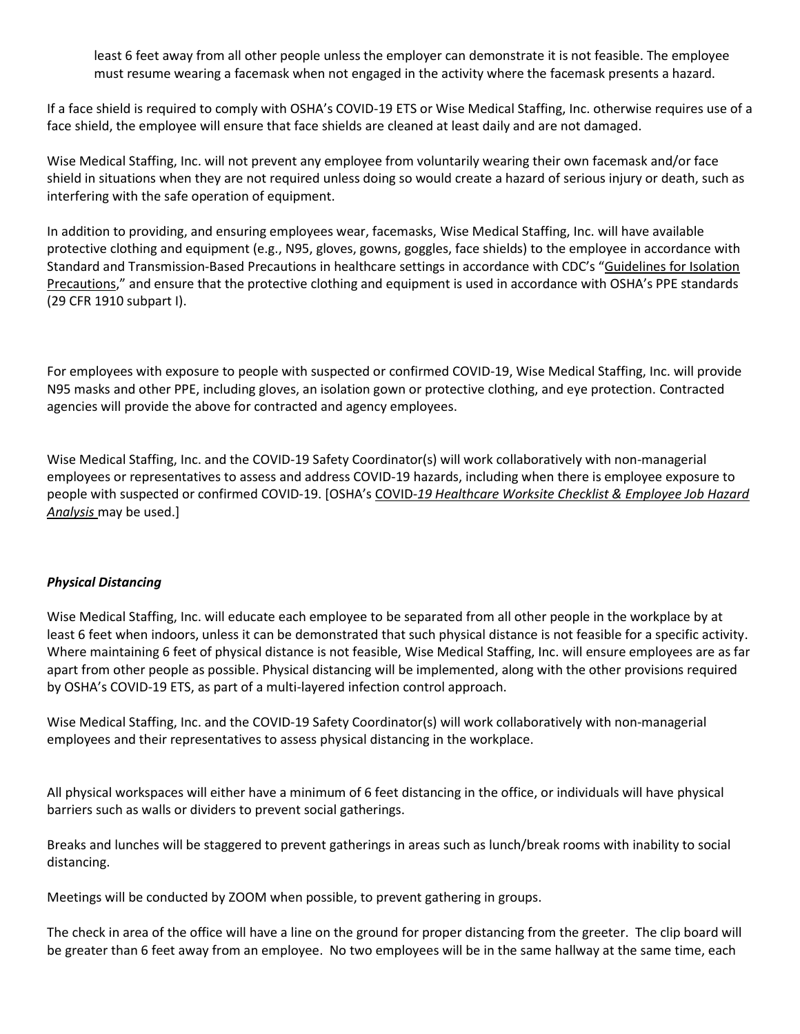least 6 feet away from all other people unless the employer can demonstrate it is not feasible. The employee must resume wearing a facemask when not engaged in the activity where the facemask presents a hazard.

If a face shield is required to comply with OSHA's COVID-19 ETS or Wise Medical Staffing, Inc. otherwise requires use of a face shield, the employee will ensure that face shields are cleaned at least daily and are not damaged.

Wise Medical Staffing, Inc. will not prevent any employee from voluntarily wearing their own facemask and/or face shield in situations when they are not required unless doing so would create a hazard of serious injury or death, such as interfering with the safe operation of equipment.

In addition to providing, and ensuring employees wear, facemasks, Wise Medical Staffing, Inc. will have available protective clothing and equipment (e.g., N95, gloves, gowns, goggles, face shields) to the employee in accordance with Standard and Transmission-Based Precautions in healthcare settings in accordance with CDC's "Guidelines for Isolation Precautions," and ensure that the protective clothing and equipment is used in accordance with OSHA's PPE standards (29 CFR 1910 subpart I).

For employees with exposure to people with suspected or confirmed COVID-19, Wise Medical Staffing, Inc. will provide N95 masks and other PPE, including gloves, an isolation gown or protective clothing, and eye protection. Contracted agencies will provide the above for contracted and agency employees.

Wise Medical Staffing, Inc. and the COVID-19 Safety Coordinator(s) will work collaboratively with non-managerial employees or representatives to assess and address COVID-19 hazards, including when there is employee exposure to people with suspected or confirmed COVID-19. [OSHA's *COVID-19 Healthcare Worksite Checklist & Employee Job Hazard Analysis* may be used.]

### *Physical Distancing*

Wise Medical Staffing, Inc. will educate each employee to be separated from all other people in the workplace by at least 6 feet when indoors, unless it can be demonstrated that such physical distance is not feasible for a specific activity. Where maintaining 6 feet of physical distance is not feasible, Wise Medical Staffing, Inc. will ensure employees are as far apart from other people as possible. Physical distancing will be implemented, along with the other provisions required by OSHA's COVID-19 ETS, as part of a multi-layered infection control approach.

Wise Medical Staffing, Inc. and the COVID-19 Safety Coordinator(s) will work collaboratively with non-managerial employees and their representatives to assess physical distancing in the workplace.

All physical workspaces will either have a minimum of 6 feet distancing in the office, or individuals will have physical barriers such as walls or dividers to prevent social gatherings.

Breaks and lunches will be staggered to prevent gatherings in areas such as lunch/break rooms with inability to social distancing.

Meetings will be conducted by ZOOM when possible, to prevent gathering in groups.

The check in area of the office will have a line on the ground for proper distancing from the greeter. The clip board will be greater than 6 feet away from an employee. No two employees will be in the same hallway at the same time, each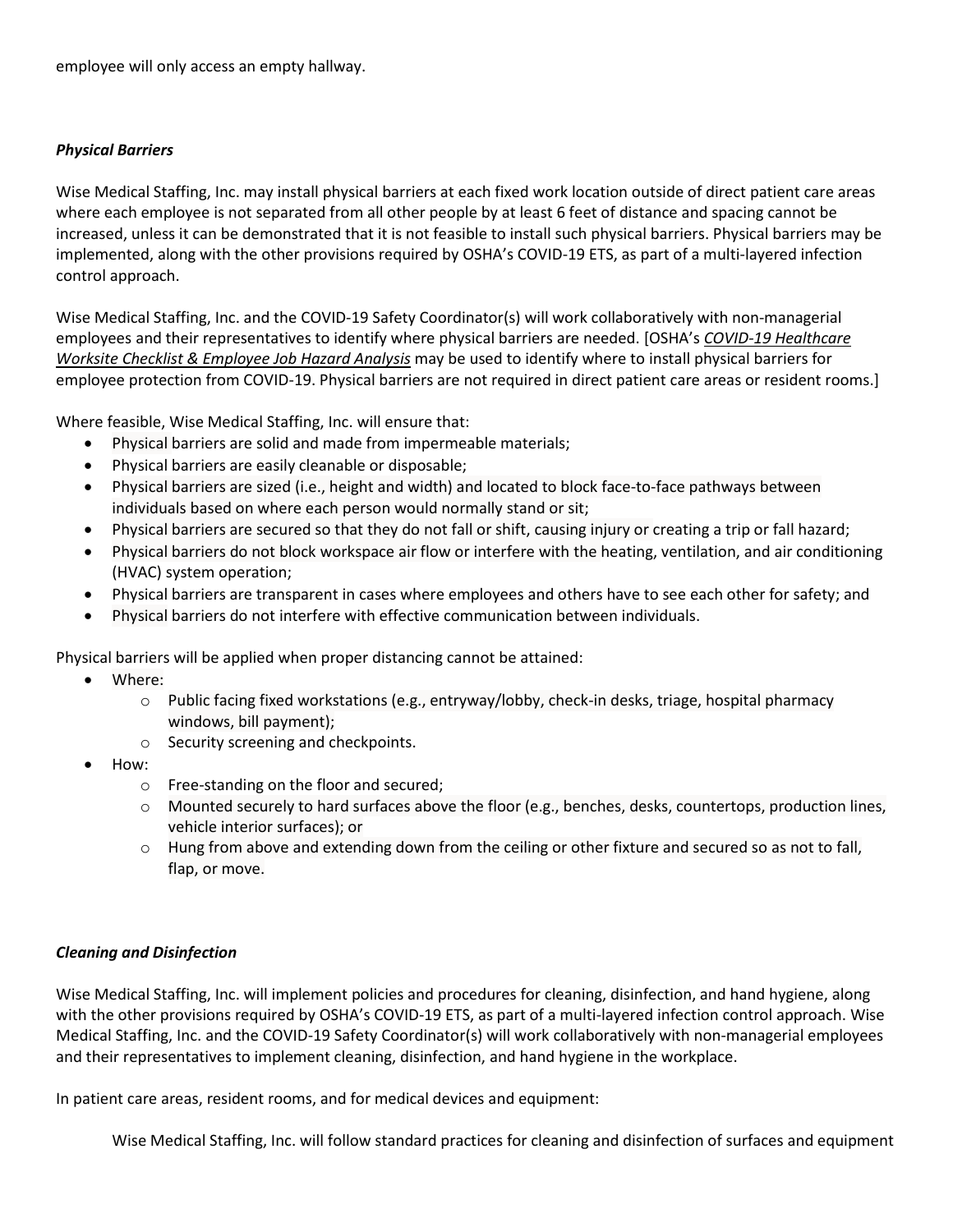employee will only access an empty hallway.

### *Physical Barriers*

Wise Medical Staffing, Inc. may install physical barriers at each fixed work location outside of direct patient care areas where each employee is not separated from all other people by at least 6 feet of distance and spacing cannot be increased, unless it can be demonstrated that it is not feasible to install such physical barriers. Physical barriers may be implemented, along with the other provisions required by OSHA's COVID-19 ETS, as part of a multi-layered infection control approach.

Wise Medical Staffing, Inc. and the COVID-19 Safety Coordinator(s) will work collaboratively with non-managerial employees and their representatives to identify where physical barriers are needed. [OSHA's *COVID-19 Healthcare Worksite Checklist & Employee Job Hazard Analysis* may be used to identify where to install physical barriers for employee protection from COVID-19. Physical barriers are not required in direct patient care areas or resident rooms.]

Where feasible, Wise Medical Staffing, Inc. will ensure that:

- Physical barriers are solid and made from impermeable materials;
- Physical barriers are easily cleanable or disposable;
- Physical barriers are sized (i.e., height and width) and located to block face-to-face pathways between individuals based on where each person would normally stand or sit;
- Physical barriers are secured so that they do not fall or shift, causing injury or creating a trip or fall hazard;
- Physical barriers do not block workspace air flow or interfere with the heating, ventilation, and air conditioning (HVAC) system operation;
- Physical barriers are transparent in cases where employees and others have to see each other for safety; and
- Physical barriers do not interfere with effective communication between individuals.

Physical barriers will be applied when proper distancing cannot be attained:

- Where:
  - Public facing fixed workstations (e.g., entryway/lobby, check-in desks, triage, hospital pharmacy windows, bill payment);
  - Security screening and checkpoints.
- How:
  - Free-standing on the floor and secured;
  - Mounted securely to hard surfaces above the floor (e.g., benches, desks, countertops, production lines, vehicle interior surfaces); or
  - Hung from above and extending down from the ceiling or other fixture and secured so as not to fall, flap, or move.

### *Cleaning and Disinfection*

Wise Medical Staffing, Inc. will implement policies and procedures for cleaning, disinfection, and hand hygiene, along with the other provisions required by OSHA's COVID-19 ETS, as part of a multi-layered infection control approach. Wise Medical Staffing, Inc. and the COVID-19 Safety Coordinator(s) will work collaboratively with non-managerial employees and their representatives to implement cleaning, disinfection, and hand hygiene in the workplace.

In patient care areas, resident rooms, and for medical devices and equipment:

Wise Medical Staffing, Inc. will follow standard practices for cleaning and disinfection of surfaces and equipment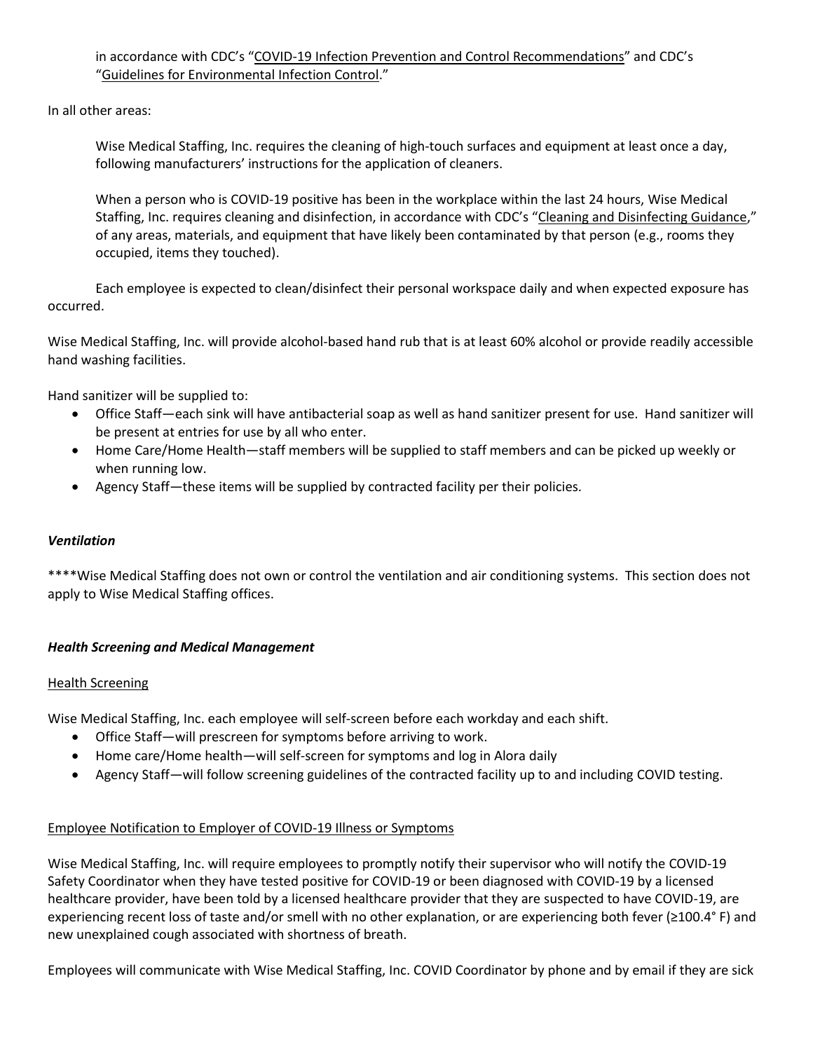in accordance with CDC's "COVID-19 Infection Prevention and Control Recommendations" and CDC's "Guidelines for Environmental Infection Control."

In all other areas:

Wise Medical Staffing, Inc. requires the cleaning of high-touch surfaces and equipment at least once a day, following manufacturers' instructions for the application of cleaners.

When a person who is COVID-19 positive has been in the workplace within the last 24 hours, Wise Medical Staffing, Inc. requires cleaning and disinfection, in accordance with CDC's "Cleaning and Disinfecting Guidance," of any areas, materials, and equipment that have likely been contaminated by that person (e.g., rooms they occupied, items they touched).

Each employee is expected to clean/disinfect their personal workspace daily and when expected exposure has occurred.

Wise Medical Staffing, Inc. will provide alcohol-based hand rub that is at least 60% alcohol or provide readily accessible hand washing facilities.

Hand sanitizer will be supplied to:

- Office Staff—each sink will have antibacterial soap as well as hand sanitizer present for use. Hand sanitizer will be present at entries for use by all who enter.
- Home Care/Home Health—staff members will be supplied to staff members and can be picked up weekly or when running low.
- Agency Staff—these items will be supplied by contracted facility per their policies.

### *Ventilation*

****Wise Medical Staffing does not own or control the ventilation and air conditioning systems. This section does not apply to Wise Medical Staffing offices.

### *Health Screening and Medical Management*

#### Health Screening

Wise Medical Staffing, Inc. each employee will self-screen before each workday and each shift.

- Office Staff—will prescreen for symptoms before arriving to work.
- Home care/Home health—will self-screen for symptoms and log in Alora daily
- Agency Staff—will follow screening guidelines of the contracted facility up to and including COVID testing.

#### Employee Notification to Employer of COVID-19 Illness or Symptoms

Wise Medical Staffing, Inc. will require employees to promptly notify their supervisor who will notify the COVID-19 Safety Coordinator when they have tested positive for COVID-19 or been diagnosed with COVID-19 by a licensed healthcare provider, have been told by a licensed healthcare provider that they are suspected to have COVID-19, are experiencing recent loss of taste and/or smell with no other explanation, or are experiencing both fever (≥100.4° F) and new unexplained cough associated with shortness of breath.

Employees will communicate with Wise Medical Staffing, Inc. COVID Coordinator by phone and by email if they are sick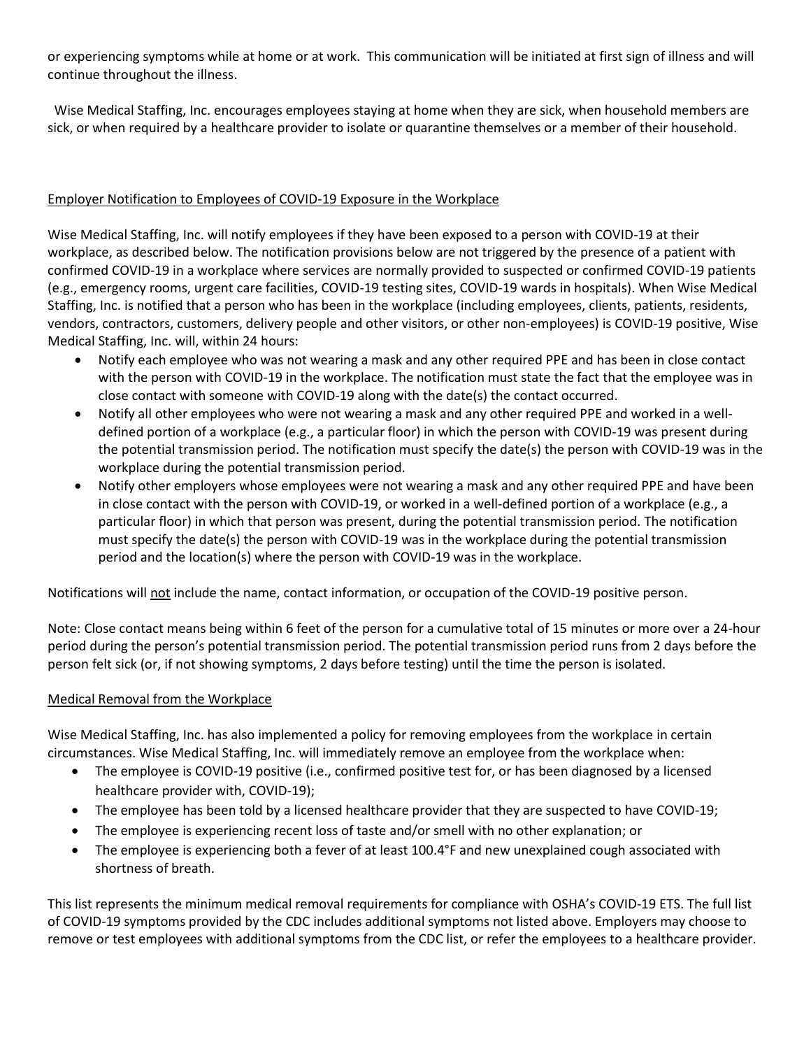or experiencing symptoms while at home or at work. This communication will be initiated at first sign of illness and will continue throughout the illness.

Wise Medical Staffing, Inc. encourages employees staying at home when they are sick, when household members are sick, or when required by a healthcare provider to isolate or quarantine themselves or a member of their household.

## Employer Notification to Employees of COVID-19 Exposure in the Workplace

Wise Medical Staffing, Inc. will notify employees if they have been exposed to a person with COVID-19 at their workplace, as described below. The notification provisions below are not triggered by the presence of a patient with confirmed COVID-19 in a workplace where services are normally provided to suspected or confirmed COVID-19 patients (e.g., emergency rooms, urgent care facilities, COVID-19 testing sites, COVID-19 wards in hospitals). When Wise Medical Staffing, Inc. is notified that a person who has been in the workplace (including employees, clients, patients, residents, vendors, contractors, customers, delivery people and other visitors, or other non-employees) is COVID-19 positive, Wise Medical Staffing, Inc. will, within 24 hours:

- Notify each employee who was not wearing a mask and any other required PPE and has been in close contact with the person with COVID-19 in the workplace. The notification must state the fact that the employee was in close contact with someone with COVID-19 along with the date(s) the contact occurred.
- Notify all other employees who were not wearing a mask and any other required PPE and worked in a well-defined portion of a workplace (e.g., a particular floor) in which the person with COVID-19 was present during the potential transmission period. The notification must specify the date(s) the person with COVID-19 was in the workplace during the potential transmission period.
- Notify other employers whose employees were not wearing a mask and any other required PPE and have been in close contact with the person with COVID-19, or worked in a well-defined portion of a workplace (e.g., a particular floor) in which that person was present, during the potential transmission period. The notification must specify the date(s) the person with COVID-19 was in the workplace during the potential transmission period and the location(s) where the person with COVID-19 was in the workplace.

Notifications will not include the name, contact information, or occupation of the COVID-19 positive person.

Note: Close contact means being within 6 feet of the person for a cumulative total of 15 minutes or more over a 24-hour period during the person's potential transmission period. The potential transmission period runs from 2 days before the person felt sick (or, if not showing symptoms, 2 days before testing) until the time the person is isolated.

## Medical Removal from the Workplace

Wise Medical Staffing, Inc. has also implemented a policy for removing employees from the workplace in certain circumstances. Wise Medical Staffing, Inc. will immediately remove an employee from the workplace when:

- The employee is COVID-19 positive (i.e., confirmed positive test for, or has been diagnosed by a licensed healthcare provider with, COVID-19);
- The employee has been told by a licensed healthcare provider that they are suspected to have COVID-19;
- The employee is experiencing recent loss of taste and/or smell with no other explanation; or
- The employee is experiencing both a fever of at least 100.4°F and new unexplained cough associated with shortness of breath.

This list represents the minimum medical removal requirements for compliance with OSHA's COVID-19 ETS. The full list of COVID-19 symptoms provided by the CDC includes additional symptoms not listed above. Employers may choose to remove or test employees with additional symptoms from the CDC list, or refer the employees to a healthcare provider.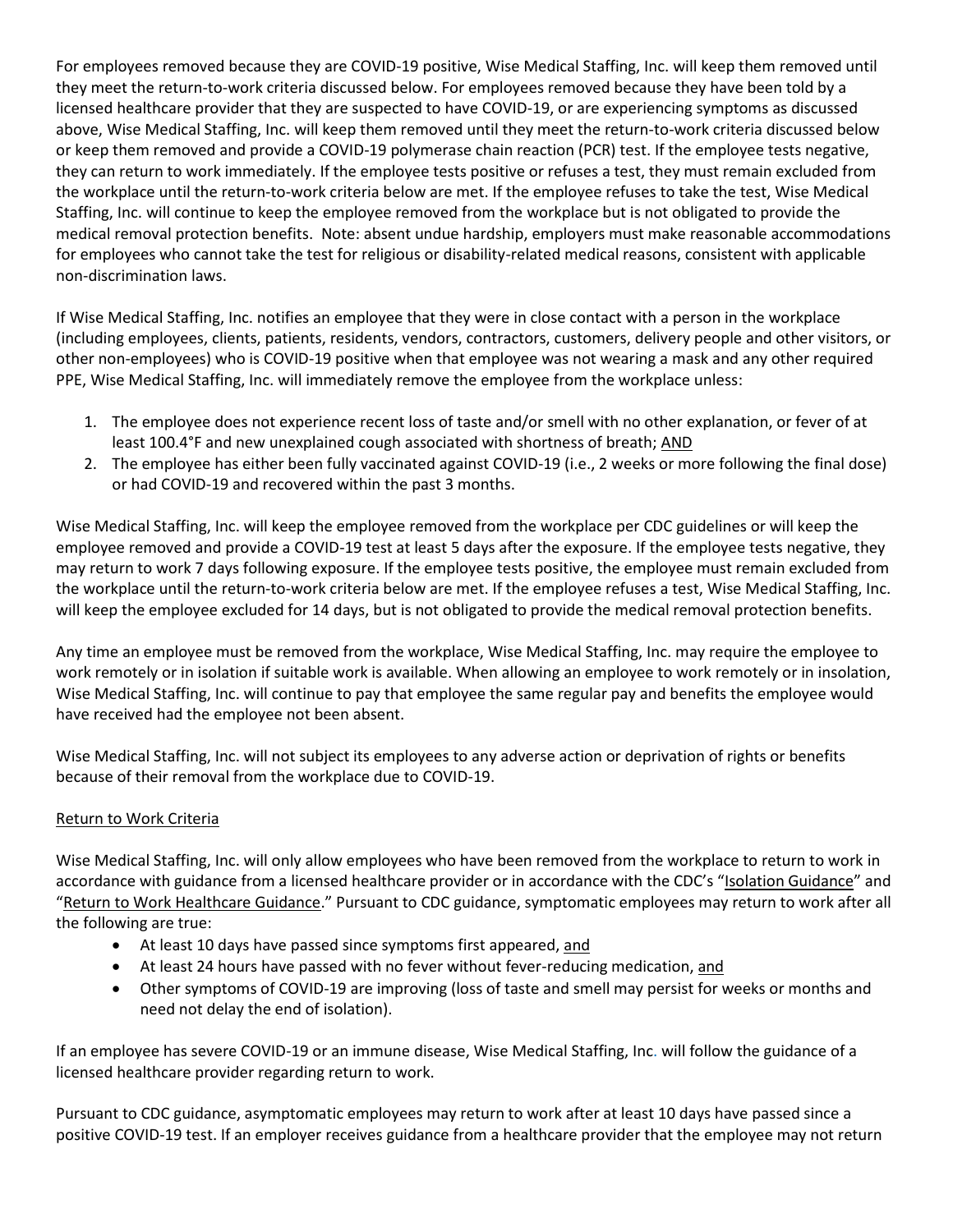For employees removed because they are COVID-19 positive, Wise Medical Staffing, Inc. will keep them removed until they meet the return-to-work criteria discussed below. For employees removed because they have been told by a licensed healthcare provider that they are suspected to have COVID-19, or are experiencing symptoms as discussed above, Wise Medical Staffing, Inc. will keep them removed until they meet the return-to-work criteria discussed below or keep them removed and provide a COVID-19 polymerase chain reaction (PCR) test. If the employee tests negative, they can return to work immediately. If the employee tests positive or refuses a test, they must remain excluded from the workplace until the return-to-work criteria below are met. If the employee refuses to take the test, Wise Medical Staffing, Inc. will continue to keep the employee removed from the workplace but is not obligated to provide the medical removal protection benefits. Note: absent undue hardship, employers must make reasonable accommodations for employees who cannot take the test for religious or disability-related medical reasons, consistent with applicable non-discrimination laws.

If Wise Medical Staffing, Inc. notifies an employee that they were in close contact with a person in the workplace (including employees, clients, patients, residents, vendors, contractors, customers, delivery people and other visitors, or other non-employees) who is COVID-19 positive when that employee was not wearing a mask and any other required PPE, Wise Medical Staffing, Inc. will immediately remove the employee from the workplace unless:

1. The employee does not experience recent loss of taste and/or smell with no other explanation, or fever of at least 100.4°F and new unexplained cough associated with shortness of breath; AND
2. The employee has either been fully vaccinated against COVID-19 (i.e., 2 weeks or more following the final dose) or had COVID-19 and recovered within the past 3 months.

Wise Medical Staffing, Inc. will keep the employee removed from the workplace per CDC guidelines or will keep the employee removed and provide a COVID-19 test at least 5 days after the exposure. If the employee tests negative, they may return to work 7 days following exposure. If the employee tests positive, the employee must remain excluded from the workplace until the return-to-work criteria below are met. If the employee refuses a test, Wise Medical Staffing, Inc. will keep the employee excluded for 14 days, but is not obligated to provide the medical removal protection benefits.

Any time an employee must be removed from the workplace, Wise Medical Staffing, Inc. may require the employee to work remotely or in isolation if suitable work is available. When allowing an employee to work remotely or in insolation, Wise Medical Staffing, Inc. will continue to pay that employee the same regular pay and benefits the employee would have received had the employee not been absent.

Wise Medical Staffing, Inc. will not subject its employees to any adverse action or deprivation of rights or benefits because of their removal from the workplace due to COVID-19.

## Return to Work Criteria

Wise Medical Staffing, Inc. will only allow employees who have been removed from the workplace to return to work in accordance with guidance from a licensed healthcare provider or in accordance with the CDC's "Isolation Guidance" and "Return to Work Healthcare Guidance." Pursuant to CDC guidance, symptomatic employees may return to work after all the following are true:

- At least 10 days have passed since symptoms first appeared, and
- At least 24 hours have passed with no fever without fever-reducing medication, and
- Other symptoms of COVID-19 are improving (loss of taste and smell may persist for weeks or months and need not delay the end of isolation).

If an employee has severe COVID-19 or an immune disease, Wise Medical Staffing, Inc. will follow the guidance of a licensed healthcare provider regarding return to work.

Pursuant to CDC guidance, asymptomatic employees may return to work after at least 10 days have passed since a positive COVID-19 test. If an employer receives guidance from a healthcare provider that the employee may not return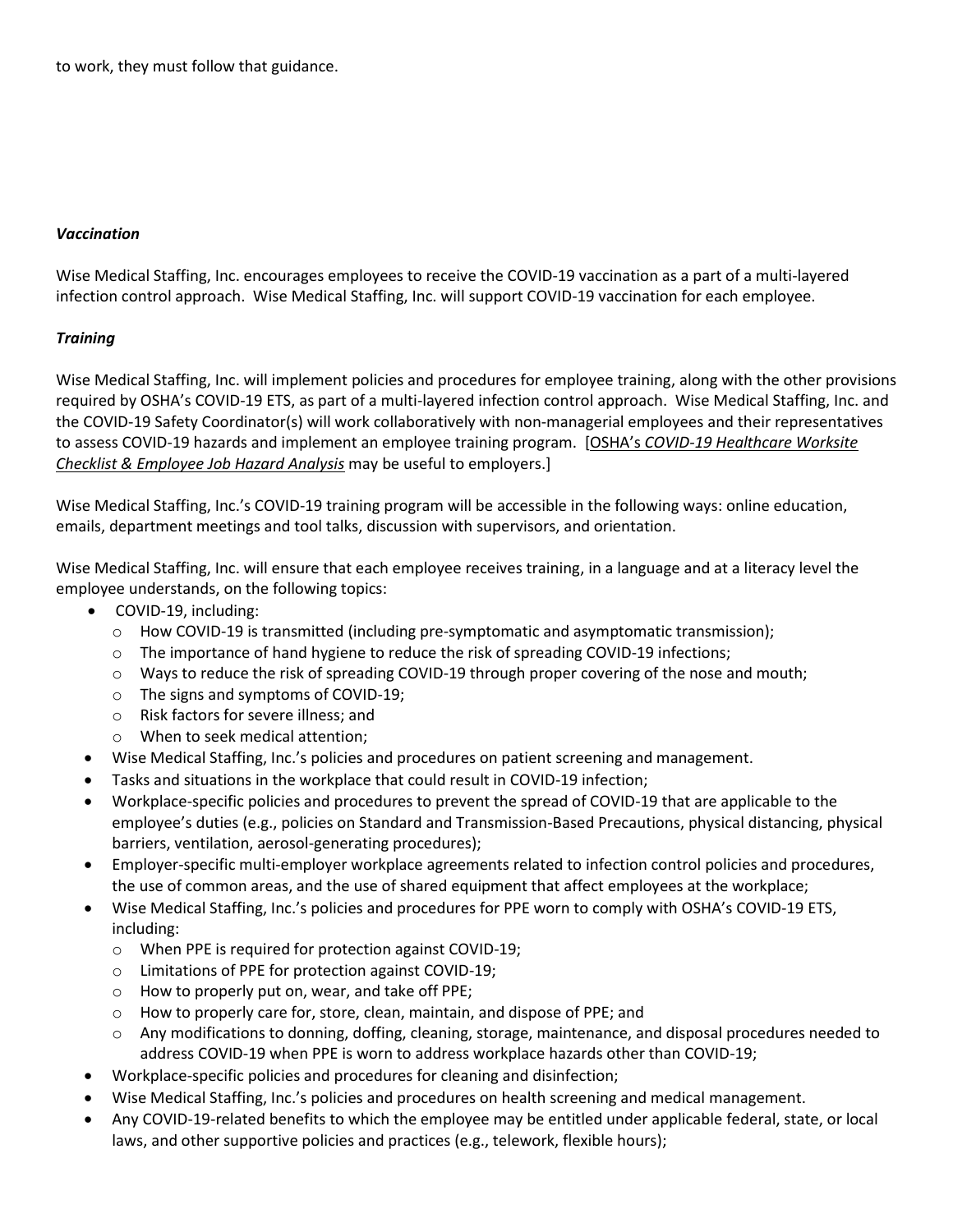to work, they must follow that guidance.

### *Vaccination*

Wise Medical Staffing, Inc. encourages employees to receive the COVID-19 vaccination as a part of a multi-layered infection control approach. Wise Medical Staffing, Inc. will support COVID-19 vaccination for each employee.

### *Training*

Wise Medical Staffing, Inc. will implement policies and procedures for employee training, along with the other provisions required by OSHA's COVID-19 ETS, as part of a multi-layered infection control approach. Wise Medical Staffing, Inc. and the COVID-19 Safety Coordinator(s) will work collaboratively with non-managerial employees and their representatives to assess COVID-19 hazards and implement an employee training program. [OSHA's *COVID-19 Healthcare Worksite Checklist & Employee Job Hazard Analysis* may be useful to employers.]

Wise Medical Staffing, Inc.'s COVID-19 training program will be accessible in the following ways: online education, emails, department meetings and tool talks, discussion with supervisors, and orientation.

Wise Medical Staffing, Inc. will ensure that each employee receives training, in a language and at a literacy level the employee understands, on the following topics:

- COVID-19, including:
  - How COVID-19 is transmitted (including pre-symptomatic and asymptomatic transmission);
  - The importance of hand hygiene to reduce the risk of spreading COVID-19 infections;
  - Ways to reduce the risk of spreading COVID-19 through proper covering of the nose and mouth;
  - The signs and symptoms of COVID-19;
  - Risk factors for severe illness; and
  - When to seek medical attention;
- Wise Medical Staffing, Inc.'s policies and procedures on patient screening and management.
- Tasks and situations in the workplace that could result in COVID-19 infection;
- Workplace-specific policies and procedures to prevent the spread of COVID-19 that are applicable to the employee's duties (e.g., policies on Standard and Transmission-Based Precautions, physical distancing, physical barriers, ventilation, aerosol-generating procedures);
- Employer-specific multi-employer workplace agreements related to infection control policies and procedures, the use of common areas, and the use of shared equipment that affect employees at the workplace;
- Wise Medical Staffing, Inc.'s policies and procedures for PPE worn to comply with OSHA's COVID-19 ETS, including:
  - When PPE is required for protection against COVID-19;
  - Limitations of PPE for protection against COVID-19;
  - How to properly put on, wear, and take off PPE;
  - How to properly care for, store, clean, maintain, and dispose of PPE; and
  - Any modifications to donning, doffing, cleaning, storage, maintenance, and disposal procedures needed to address COVID-19 when PPE is worn to address workplace hazards other than COVID-19;
- Workplace-specific policies and procedures for cleaning and disinfection;
- Wise Medical Staffing, Inc.'s policies and procedures on health screening and medical management.
- Any COVID-19-related benefits to which the employee may be entitled under applicable federal, state, or local laws, and other supportive policies and practices (e.g., telework, flexible hours);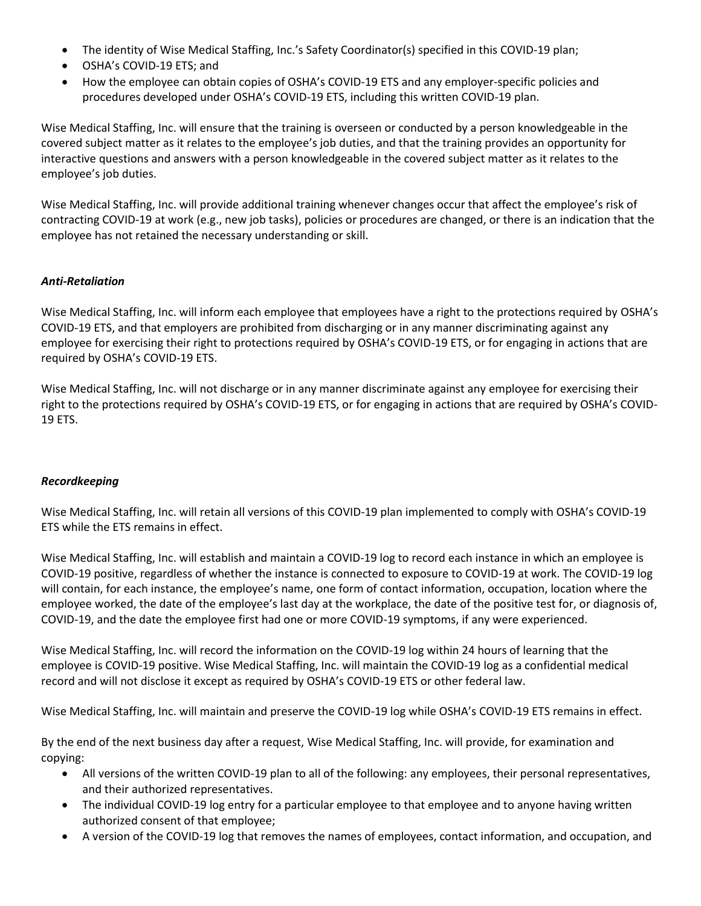- The identity of Wise Medical Staffing, Inc.'s Safety Coordinator(s) specified in this COVID-19 plan;
- OSHA's COVID-19 ETS; and
- How the employee can obtain copies of OSHA's COVID-19 ETS and any employer-specific policies and procedures developed under OSHA's COVID-19 ETS, including this written COVID-19 plan.

Wise Medical Staffing, Inc. will ensure that the training is overseen or conducted by a person knowledgeable in the covered subject matter as it relates to the employee's job duties, and that the training provides an opportunity for interactive questions and answers with a person knowledgeable in the covered subject matter as it relates to the employee's job duties.

Wise Medical Staffing, Inc. will provide additional training whenever changes occur that affect the employee's risk of contracting COVID-19 at work (e.g., new job tasks), policies or procedures are changed, or there is an indication that the employee has not retained the necessary understanding or skill.

***Anti-Retaliation***

Wise Medical Staffing, Inc. will inform each employee that employees have a right to the protections required by OSHA's COVID-19 ETS, and that employers are prohibited from discharging or in any manner discriminating against any employee for exercising their right to protections required by OSHA's COVID-19 ETS, or for engaging in actions that are required by OSHA's COVID-19 ETS.

Wise Medical Staffing, Inc. will not discharge or in any manner discriminate against any employee for exercising their right to the protections required by OSHA's COVID-19 ETS, or for engaging in actions that are required by OSHA's COVID-19 ETS.

***Recordkeeping***

Wise Medical Staffing, Inc. will retain all versions of this COVID-19 plan implemented to comply with OSHA's COVID-19 ETS while the ETS remains in effect.

Wise Medical Staffing, Inc. will establish and maintain a COVID-19 log to record each instance in which an employee is COVID-19 positive, regardless of whether the instance is connected to exposure to COVID-19 at work. The COVID-19 log will contain, for each instance, the employee's name, one form of contact information, occupation, location where the employee worked, the date of the employee's last day at the workplace, the date of the positive test for, or diagnosis of, COVID-19, and the date the employee first had one or more COVID-19 symptoms, if any were experienced.

Wise Medical Staffing, Inc. will record the information on the COVID-19 log within 24 hours of learning that the employee is COVID-19 positive. Wise Medical Staffing, Inc. will maintain the COVID-19 log as a confidential medical record and will not disclose it except as required by OSHA's COVID-19 ETS or other federal law.

Wise Medical Staffing, Inc. will maintain and preserve the COVID-19 log while OSHA's COVID-19 ETS remains in effect.

By the end of the next business day after a request, Wise Medical Staffing, Inc. will provide, for examination and copying:

- All versions of the written COVID-19 plan to all of the following: any employees, their personal representatives, and their authorized representatives.
- The individual COVID-19 log entry for a particular employee to that employee and to anyone having written authorized consent of that employee;
- A version of the COVID-19 log that removes the names of employees, contact information, and occupation, and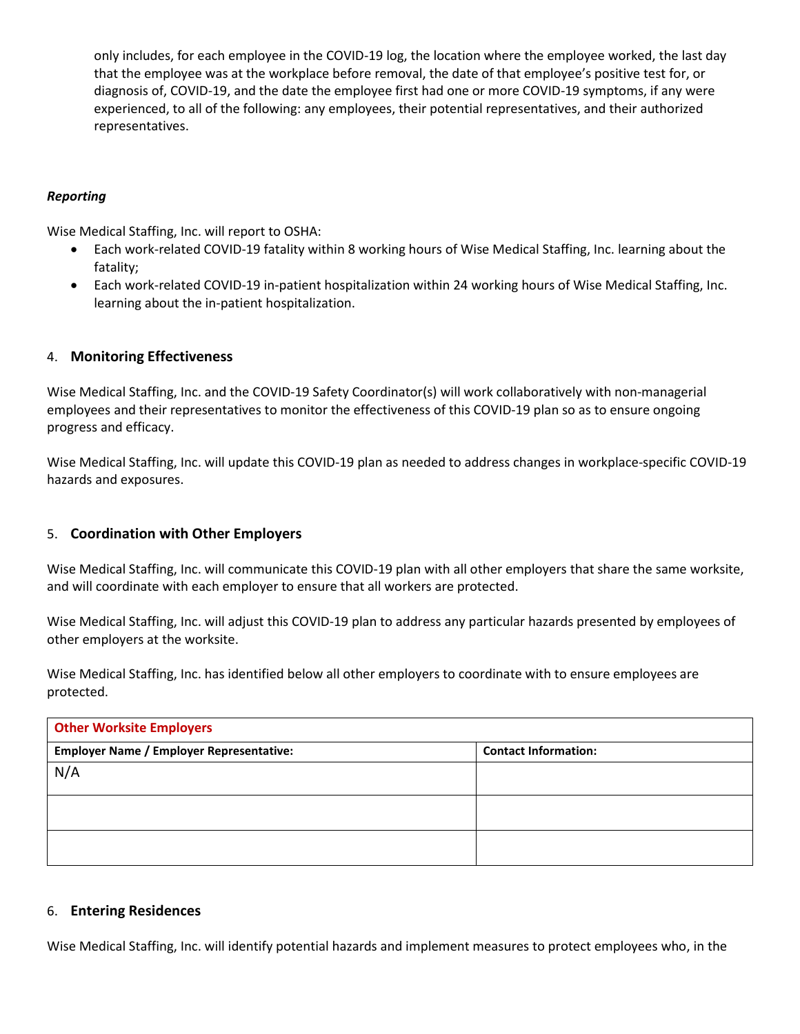only includes, for each employee in the COVID-19 log, the location where the employee worked, the last day that the employee was at the workplace before removal, the date of that employee's positive test for, or diagnosis of, COVID-19, and the date the employee first had one or more COVID-19 symptoms, if any were experienced, to all of the following: any employees, their potential representatives, and their authorized representatives.

***Reporting***

Wise Medical Staffing, Inc. will report to OSHA:

- Each work-related COVID-19 fatality within 8 working hours of Wise Medical Staffing, Inc. learning about the fatality;
- Each work-related COVID-19 in-patient hospitalization within 24 working hours of Wise Medical Staffing, Inc. learning about the in-patient hospitalization.

## 4. **Monitoring Effectiveness**

Wise Medical Staffing, Inc. and the COVID-19 Safety Coordinator(s) will work collaboratively with non-managerial employees and their representatives to monitor the effectiveness of this COVID-19 plan so as to ensure ongoing progress and efficacy.

Wise Medical Staffing, Inc. will update this COVID-19 plan as needed to address changes in workplace-specific COVID-19 hazards and exposures.

## 5. **Coordination with Other Employers**

Wise Medical Staffing, Inc. will communicate this COVID-19 plan with all other employers that share the same worksite, and will coordinate with each employer to ensure that all workers are protected.

Wise Medical Staffing, Inc. will adjust this COVID-19 plan to address any particular hazards presented by employees of other employers at the worksite.

Wise Medical Staffing, Inc. has identified below all other employers to coordinate with to ensure employees are protected.

| Other Worksite Employers | |
|---|---|
| **Employer Name / Employer Representative:** | **Contact Information:** |
| N/A | |
| | |
| | |

## 6. **Entering Residences**

Wise Medical Staffing, Inc. will identify potential hazards and implement measures to protect employees who, in the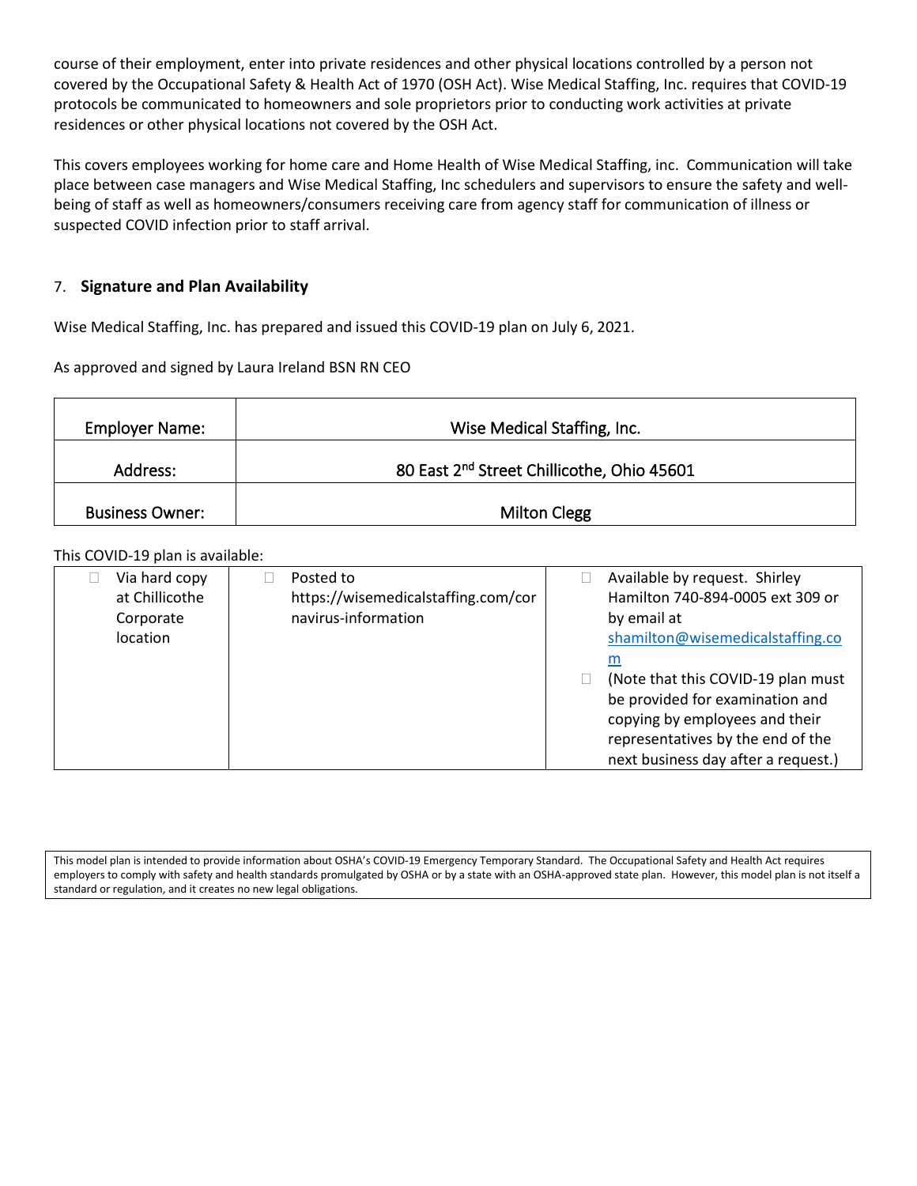course of their employment, enter into private residences and other physical locations controlled by a person not covered by the Occupational Safety & Health Act of 1970 (OSH Act). Wise Medical Staffing, Inc. requires that COVID-19 protocols be communicated to homeowners and sole proprietors prior to conducting work activities at private residences or other physical locations not covered by the OSH Act.

This covers employees working for home care and Home Health of Wise Medical Staffing, inc. Communication will take place between case managers and Wise Medical Staffing, Inc schedulers and supervisors to ensure the safety and well-being of staff as well as homeowners/consumers receiving care from agency staff for communication of illness or suspected COVID infection prior to staff arrival.

## 7. Signature and Plan Availability

Wise Medical Staffing, Inc. has prepared and issued this COVID-19 plan on July 6, 2021.

As approved and signed by Laura Ireland BSN RN CEO

| | |
|---|---|
| Employer Name: | Wise Medical Staffing, Inc. |
| Address: | 80 East 2nd Street Chillicothe, Ohio 45601 |
| Business Owner: | Milton Clegg |

This COVID-19 plan is available:

| | | |
|---|---|---|
| ☐ Via hard copy at Chillicothe Corporate location | ☐ Posted to https://wisemedicalstaffing.com/cornavirus-information | ☐ Available by request. Shirley Hamilton 740-894-0005 ext 309 or by email at shamilton@wisemedicalstaffing.com<br>☐ (Note that this COVID-19 plan must be provided for examination and copying by employees and their representatives by the end of the next business day after a request.) |

This model plan is intended to provide information about OSHA's COVID-19 Emergency Temporary Standard. The Occupational Safety and Health Act requires employers to comply with safety and health standards promulgated by OSHA or by a state with an OSHA-approved state plan. However, this model plan is not itself a standard or regulation, and it creates no new legal obligations.